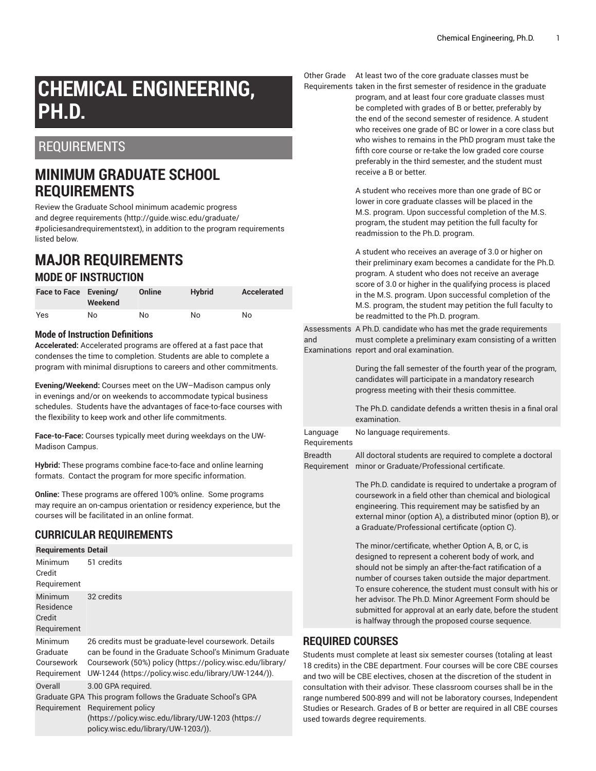# CHEMICAL ENGINEERING, PH.D.

## REQUIREMENTS

# MINIMUM GRADUATE SCHOOL REQUIREMENTS

Review the Graduate School minimum academic progress and degree requirements (http://guide.wisc.edu/graduate/#policiesandrequirementstext), in addition to the program requirements listed below.

# MAJOR REQUIREMENTS

## MODE OF INSTRUCTION

| Face to Face | Evening/ Weekend | Online | Hybrid | Accelerated |
|---|---|---|---|---|
| Yes | No | No | No | No |

### Mode of Instruction Definitions

**Accelerated:** Accelerated programs are offered at a fast pace that condenses the time to completion. Students are able to complete a program with minimal disruptions to careers and other commitments.

**Evening/Weekend:** Courses meet on the UW–Madison campus only in evenings and/or on weekends to accommodate typical business schedules. Students have the advantages of face-to-face courses with the flexibility to keep work and other life commitments.

**Face-to-Face:** Courses typically meet during weekdays on the UW-Madison Campus.

**Hybrid:** These programs combine face-to-face and online learning formats. Contact the program for more specific information.

**Online:** These programs are offered 100% online. Some programs may require an on-campus orientation or residency experience, but the courses will be facilitated in an online format.

## CURRICULAR REQUIREMENTS

| Requirements | Detail |
|---|---|
| Minimum Credit Requirement | 51 credits |
| Minimum Residence Credit Requirement | 32 credits |
| Minimum Graduate Coursework Requirement | 26 credits must be graduate-level coursework. Details can be found in the Graduate School's Minimum Graduate Coursework (50%) policy (https://policy.wisc.edu/library/UW-1244 (https://policy.wisc.edu/library/UW-1244/)). |
| Overall Graduate GPA Requirement | 3.00 GPA required. This program follows the Graduate School's GPA Requirement policy (https://policy.wisc.edu/library/UW-1203 (https://policy.wisc.edu/library/UW-1203/)). |
| Other Grade Requirements | At least two of the core graduate classes must be taken in the first semester of residence in the graduate program, and at least four core graduate classes must be completed with grades of B or better, preferably by the end of the second semester of residence. A student who receives one grade of BC or lower in a core class but who wishes to remains in the PhD program must take the fifth core course or re-take the low graded core course preferably in the third semester, and the student must receive a B or better. A student who receives more than one grade of BC or lower in core graduate classes will be placed in the M.S. program. Upon successful completion of the M.S. program, the student may petition the full faculty for readmission to the Ph.D. program. A student who receives an average of 3.0 or higher on their preliminary exam becomes a candidate for the Ph.D. program. A student who does not receive an average score of 3.0 or higher in the qualifying process is placed in the M.S. program. Upon successful completion of the M.S. program, the student may petition the full faculty to be readmitted to the Ph.D. program. |
| Assessments and Examinations | A Ph.D. candidate who has met the grade requirements must complete a preliminary exam consisting of a written report and oral examination. During the fall semester of the fourth year of the program, candidates will participate in a mandatory research progress meeting with their thesis committee. The Ph.D. candidate defends a written thesis in a final oral examination. |
| Language Requirements | No language requirements. |
| Breadth Requirement | All doctoral students are required to complete a doctoral minor or Graduate/Professional certificate. The Ph.D. candidate is required to undertake a program of coursework in a field other than chemical and biological engineering. This requirement may be satisfied by an external minor (option A), a distributed minor (option B), or a Graduate/Professional certificate (option C). The minor/certificate, whether Option A, B, or C, is designed to represent a coherent body of work, and should not be simply an after-the-fact ratification of a number of courses taken outside the major department. To ensure coherence, the student must consult with his or her advisor. The Ph.D. Minor Agreement Form should be submitted for approval at an early date, before the student is halfway through the proposed course sequence. |

## REQUIRED COURSES

Students must complete at least six semester courses (totaling at least 18 credits) in the CBE department. Four courses will be core CBE courses and two will be CBE electives, chosen at the discretion of the student in consultation with their advisor. These classroom courses shall be in the range numbered 500-899 and will not be laboratory courses, Independent Studies or Research. Grades of B or better are required in all CBE courses used towards degree requirements.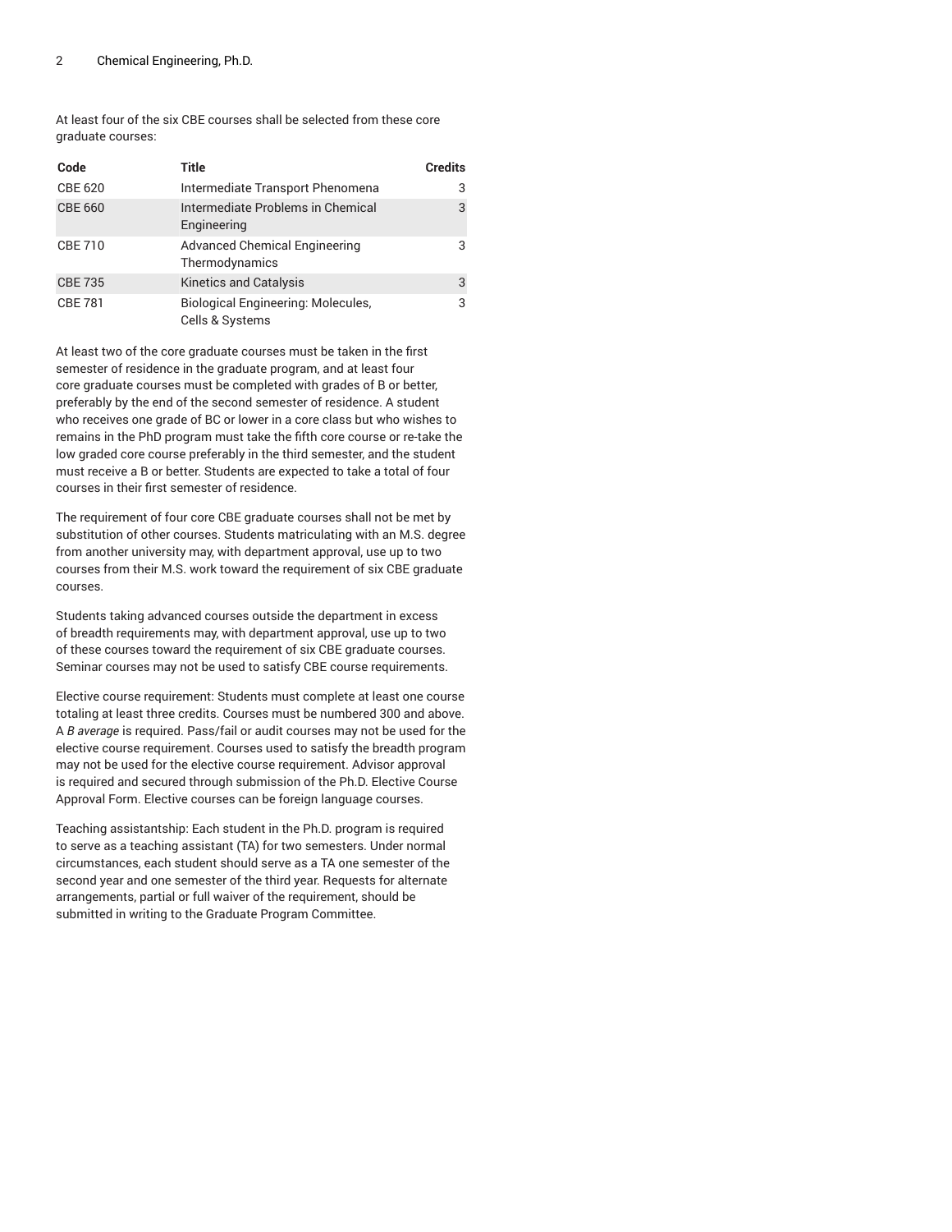At least four of the six CBE courses shall be selected from these core graduate courses:

| Code | Title | Credits |
|---|---|---|
| CBE 620 | Intermediate Transport Phenomena | 3 |
| CBE 660 | Intermediate Problems in Chemical Engineering | 3 |
| CBE 710 | Advanced Chemical Engineering Thermodynamics | 3 |
| CBE 735 | Kinetics and Catalysis | 3 |
| CBE 781 | Biological Engineering: Molecules, Cells & Systems | 3 |

At least two of the core graduate courses must be taken in the first semester of residence in the graduate program, and at least four core graduate courses must be completed with grades of B or better, preferably by the end of the second semester of residence. A student who receives one grade of BC or lower in a core class but who wishes to remains in the PhD program must take the fifth core course or re-take the low graded core course preferably in the third semester, and the student must receive a B or better. Students are expected to take a total of four courses in their first semester of residence.

The requirement of four core CBE graduate courses shall not be met by substitution of other courses. Students matriculating with an M.S. degree from another university may, with department approval, use up to two courses from their M.S. work toward the requirement of six CBE graduate courses.

Students taking advanced courses outside the department in excess of breadth requirements may, with department approval, use up to two of these courses toward the requirement of six CBE graduate courses. Seminar courses may not be used to satisfy CBE course requirements.

Elective course requirement: Students must complete at least one course totaling at least three credits. Courses must be numbered 300 and above. A *B average* is required. Pass/fail or audit courses may not be used for the elective course requirement. Courses used to satisfy the breadth program may not be used for the elective course requirement. Advisor approval is required and secured through submission of the Ph.D. Elective Course Approval Form. Elective courses can be foreign language courses.

Teaching assistantship: Each student in the Ph.D. program is required to serve as a teaching assistant (TA) for two semesters. Under normal circumstances, each student should serve as a TA one semester of the second year and one semester of the third year. Requests for alternate arrangements, partial or full waiver of the requirement, should be submitted in writing to the Graduate Program Committee.